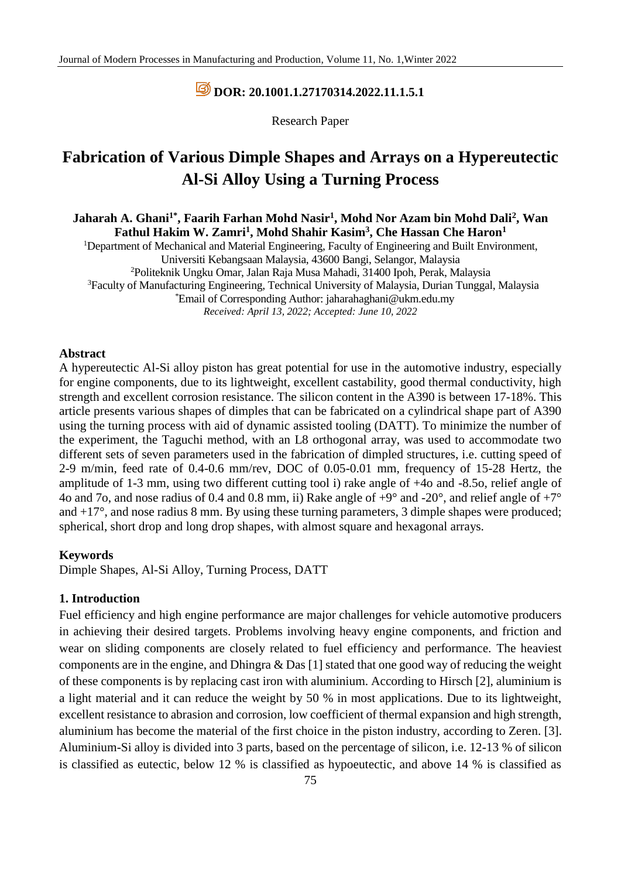**DOR: 20.1001.1.27170314.2022.11.1.5.1**

Research Paper

# Fabrication of Various Dimple Shapes and Arrays on a Hypereutectic Al-Si Alloy Using a Turning Process

**Jaharah A. Ghani[1*], Faarih Farhan Mohd Nasir[1], Mohd Nor Azam bin Mohd Dali[2], Wan Fathul Hakim W. Zamri[1], Mohd Shahir Kasim[3], Che Hassan Che Haron[1]**

[1]Department of Mechanical and Material Engineering, Faculty of Engineering and Built Environment, Universiti Kebangsaan Malaysia, 43600 Bangi, Selangor, Malaysia

[2]Politeknik Ungku Omar, Jalan Raja Musa Mahadi, 31400 Ipoh, Perak, Malaysia

[3]Faculty of Manufacturing Engineering, Technical University of Malaysia, Durian Tunggal, Malaysia

[*]Email of Corresponding Author: jaharahaghani@ukm.edu.my

*Received: April 13, 2022; Accepted: June 10, 2022*

### Abstract

A hypereutectic Al-Si alloy piston has great potential for use in the automotive industry, especially for engine components, due to its lightweight, excellent castability, good thermal conductivity, high strength and excellent corrosion resistance. The silicon content in the A390 is between 17-18%. This article presents various shapes of dimples that can be fabricated on a cylindrical shape part of A390 using the turning process with aid of dynamic assisted tooling (DATT). To minimize the number of the experiment, the Taguchi method, with an L8 orthogonal array, was used to accommodate two different sets of seven parameters used in the fabrication of dimpled structures, i.e. cutting speed of 2-9 m/min, feed rate of 0.4-0.6 mm/rev, DOC of 0.05-0.01 mm, frequency of 15-28 Hertz, the amplitude of 1-3 mm, using two different cutting tool i) rake angle of +4o and -8.5o, relief angle of 4o and 7o, and nose radius of 0.4 and 0.8 mm, ii) Rake angle of +9° and -20°, and relief angle of +7° and +17°, and nose radius 8 mm. By using these turning parameters, 3 dimple shapes were produced; spherical, short drop and long drop shapes, with almost square and hexagonal arrays.

### Keywords

Dimple Shapes, Al-Si Alloy, Turning Process, DATT

## 1. Introduction

Fuel efficiency and high engine performance are major challenges for vehicle automotive producers in achieving their desired targets. Problems involving heavy engine components, and friction and wear on sliding components are closely related to fuel efficiency and performance. The heaviest components are in the engine, and Dhingra & Das [1] stated that one good way of reducing the weight of these components is by replacing cast iron with aluminium. According to Hirsch [2], aluminium is a light material and it can reduce the weight by 50 % in most applications. Due to its lightweight, excellent resistance to abrasion and corrosion, low coefficient of thermal expansion and high strength, aluminium has become the material of the first choice in the piston industry, according to Zeren. [3]. Aluminium-Si alloy is divided into 3 parts, based on the percentage of silicon, i.e. 12-13 % of silicon is classified as eutectic, below 12 % is classified as hypoeutectic, and above 14 % is classified as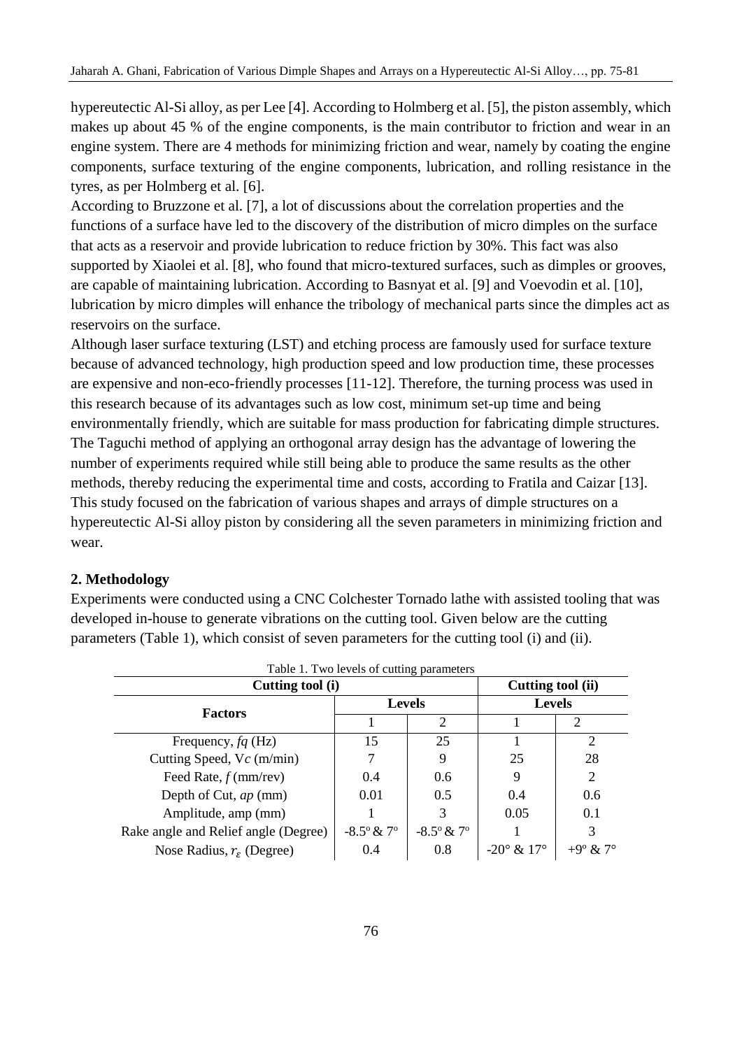hypereutectic Al-Si alloy, as per Lee [4]. According to Holmberg et al. [5], the piston assembly, which makes up about 45 % of the engine components, is the main contributor to friction and wear in an engine system. There are 4 methods for minimizing friction and wear, namely by coating the engine components, surface texturing of the engine components, lubrication, and rolling resistance in the tyres, as per Holmberg et al. [6].

According to Bruzzone et al. [7], a lot of discussions about the correlation properties and the functions of a surface have led to the discovery of the distribution of micro dimples on the surface that acts as a reservoir and provide lubrication to reduce friction by 30%. This fact was also supported by Xiaolei et al. [8], who found that micro-textured surfaces, such as dimples or grooves, are capable of maintaining lubrication. According to Basnyat et al. [9] and Voevodin et al. [10], lubrication by micro dimples will enhance the tribology of mechanical parts since the dimples act as reservoirs on the surface.

Although laser surface texturing (LST) and etching process are famously used for surface texture because of advanced technology, high production speed and low production time, these processes are expensive and non-eco-friendly processes [11-12]. Therefore, the turning process was used in this research because of its advantages such as low cost, minimum set-up time and being environmentally friendly, which are suitable for mass production for fabricating dimple structures. The Taguchi method of applying an orthogonal array design has the advantage of lowering the number of experiments required while still being able to produce the same results as the other methods, thereby reducing the experimental time and costs, according to Fratila and Caizar [13]. This study focused on the fabrication of various shapes and arrays of dimple structures on a hypereutectic Al-Si alloy piston by considering all the seven parameters in minimizing friction and wear.

## 2. Methodology

Experiments were conducted using a CNC Colchester Tornado lathe with assisted tooling that was developed in-house to generate vibrations on the cutting tool. Given below are the cutting parameters (Table 1), which consist of seven parameters for the cutting tool (i) and (ii).

Table 1. Two levels of cutting parameters

| Cutting tool (i) | | | Cutting tool (ii) | |
|---|---|---|---|---|
| **Factors** | **Levels** | | **Levels** | |
| | 1 | 2 | 1 | 2 |
| Frequency, *fq* (Hz) | 15 | 25 | 1 | 2 |
| Cutting Speed, V*c* (m/min) | 7 | 9 | 25 | 28 |
| Feed Rate, *f* (mm/rev) | 0.4 | 0.6 | 9 | 2 |
| Depth of Cut, *ap* (mm) | 0.01 | 0.5 | 0.4 | 0.6 |
| Amplitude, amp (mm) | 1 | 3 | 0.05 | 0.1 |
| Rake angle and Relief angle (Degree) | -8.5° & 7° | -8.5° & 7° | 1 | 3 |
| Nose Radius, $r_\varepsilon$ (Degree) | 0.4 | 0.8 | -20° & 17° | +9° & 7° |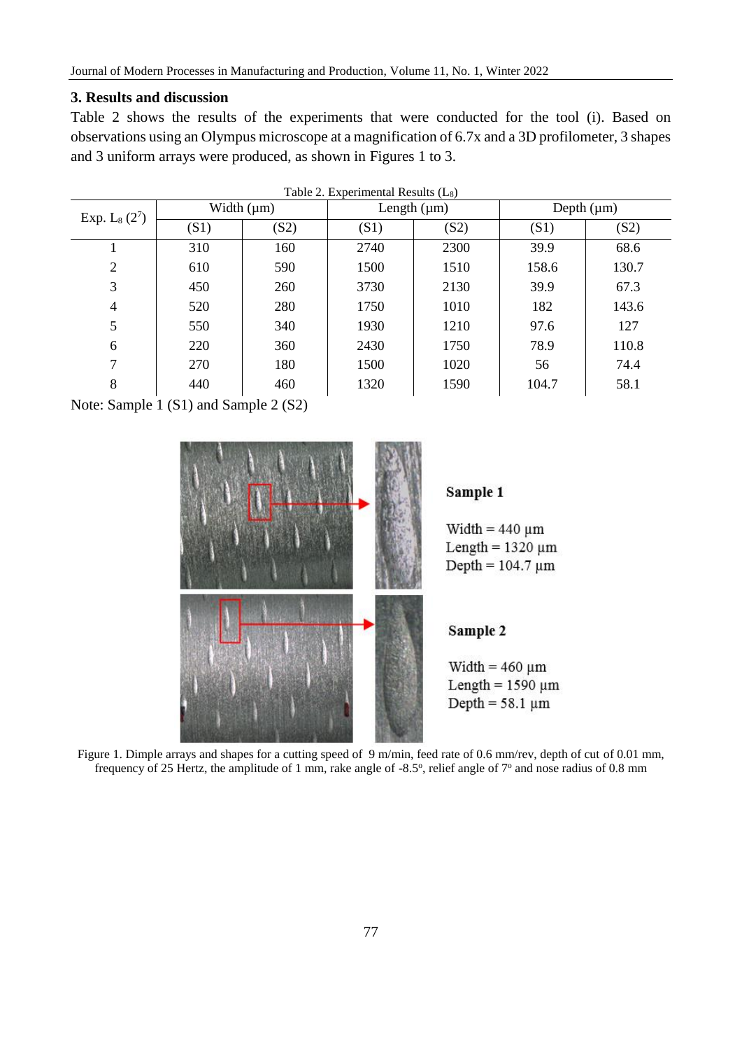## 3. Results and discussion

Table 2 shows the results of the experiments that were conducted for the tool (i). Based on observations using an Olympus microscope at a magnification of 6.7x and a 3D profilometer, 3 shapes and 3 uniform arrays were produced, as shown in Figures 1 to 3.

Table 2. Experimental Results ($L_8$)

| Exp. $L_8$ ($2^7$) | Width (µm) | | Length (µm) | | Depth (µm) | |
|---|---|---|---|---|---|---|
| | (S1) | (S2) | (S1) | (S2) | (S1) | (S2) |
| 1 | 310 | 160 | 2740 | 2300 | 39.9 | 68.6 |
| 2 | 610 | 590 | 1500 | 1510 | 158.6 | 130.7 |
| 3 | 450 | 260 | 3730 | 2130 | 39.9 | 67.3 |
| 4 | 520 | 280 | 1750 | 1010 | 182 | 143.6 |
| 5 | 550 | 340 | 1930 | 1210 | 97.6 | 127 |
| 6 | 220 | 360 | 2430 | 1750 | 78.9 | 110.8 |
| 7 | 270 | 180 | 1500 | 1020 | 56 | 74.4 |
| 8 | 440 | 460 | 1320 | 1590 | 104.7 | 58.1 |

Note: Sample 1 (S1) and Sample 2 (S2)

**Sample 1**

Width = 440 µm
Length = 1320 µm
Depth = 104.7 µm

**Sample 2**

Width = 460 µm
Length = 1590 µm
Depth = 58.1 µm

Figure 1. Dimple arrays and shapes for a cutting speed of 9 m/min, feed rate of 0.6 mm/rev, depth of cut of 0.01 mm, frequency of 25 Hertz, the amplitude of 1 mm, rake angle of -8.5°, relief angle of 7° and nose radius of 0.8 mm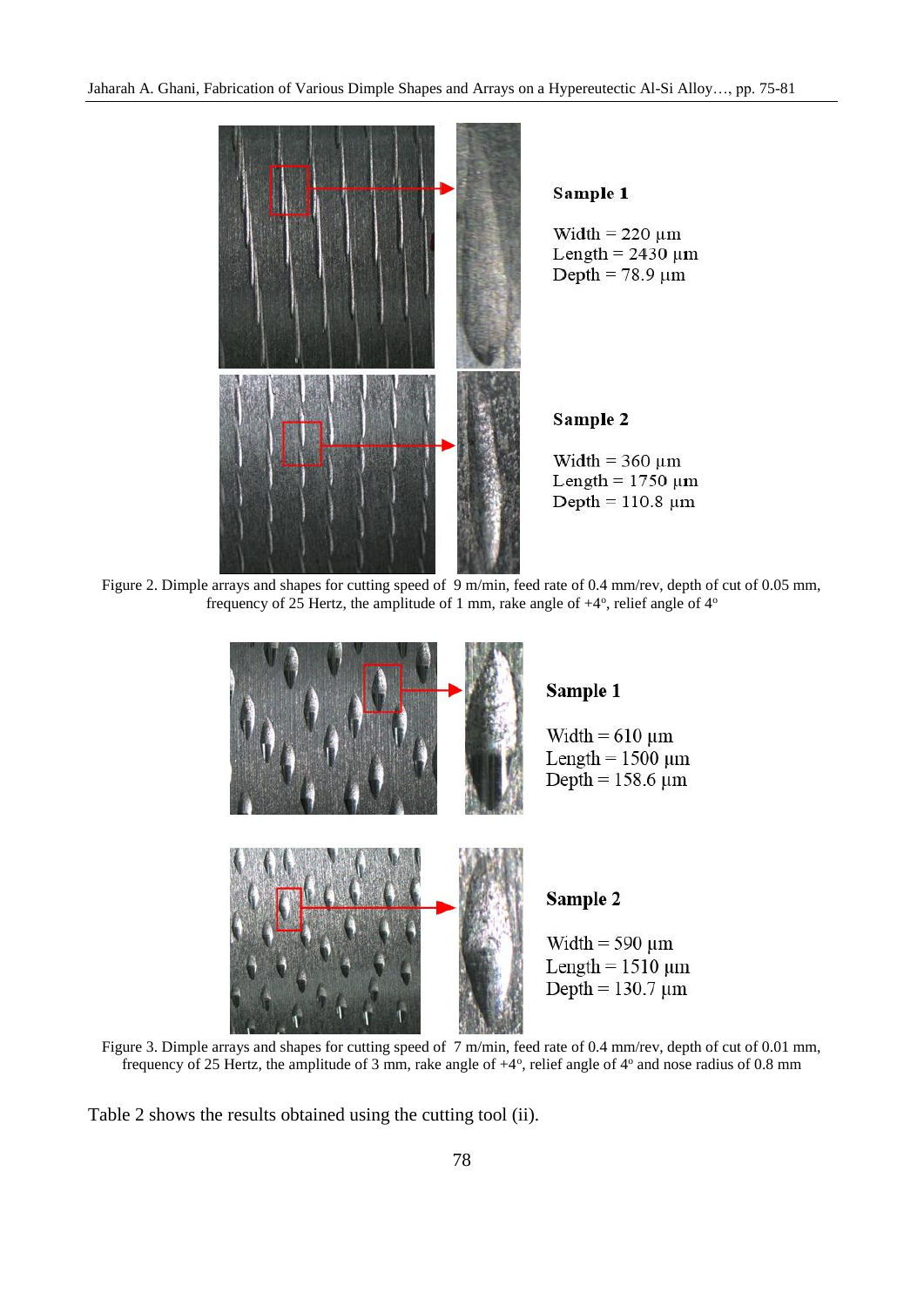**Sample 1**

Width = 220 µm
Length = 2430 µm
Depth = 78.9 µm

**Sample 2**

Width = 360 µm
Length = 1750 µm
Depth = 110.8 µm

Figure 2. Dimple arrays and shapes for cutting speed of 9 m/min, feed rate of 0.4 mm/rev, depth of cut of 0.05 mm, frequency of 25 Hertz, the amplitude of 1 mm, rake angle of $+4^{o}$, relief angle of $4^{o}$

**Sample 1**

Width = 610 µm
Length = 1500 µm
Depth = 158.6 µm

**Sample 2**

Width = 590 µm
Length = 1510 µm
Depth = 130.7 µm

Figure 3. Dimple arrays and shapes for cutting speed of 7 m/min, feed rate of 0.4 mm/rev, depth of cut of 0.01 mm, frequency of 25 Hertz, the amplitude of 3 mm, rake angle of $+4^{o}$, relief angle of $4^{o}$ and nose radius of 0.8 mm

Table 2 shows the results obtained using the cutting tool (ii).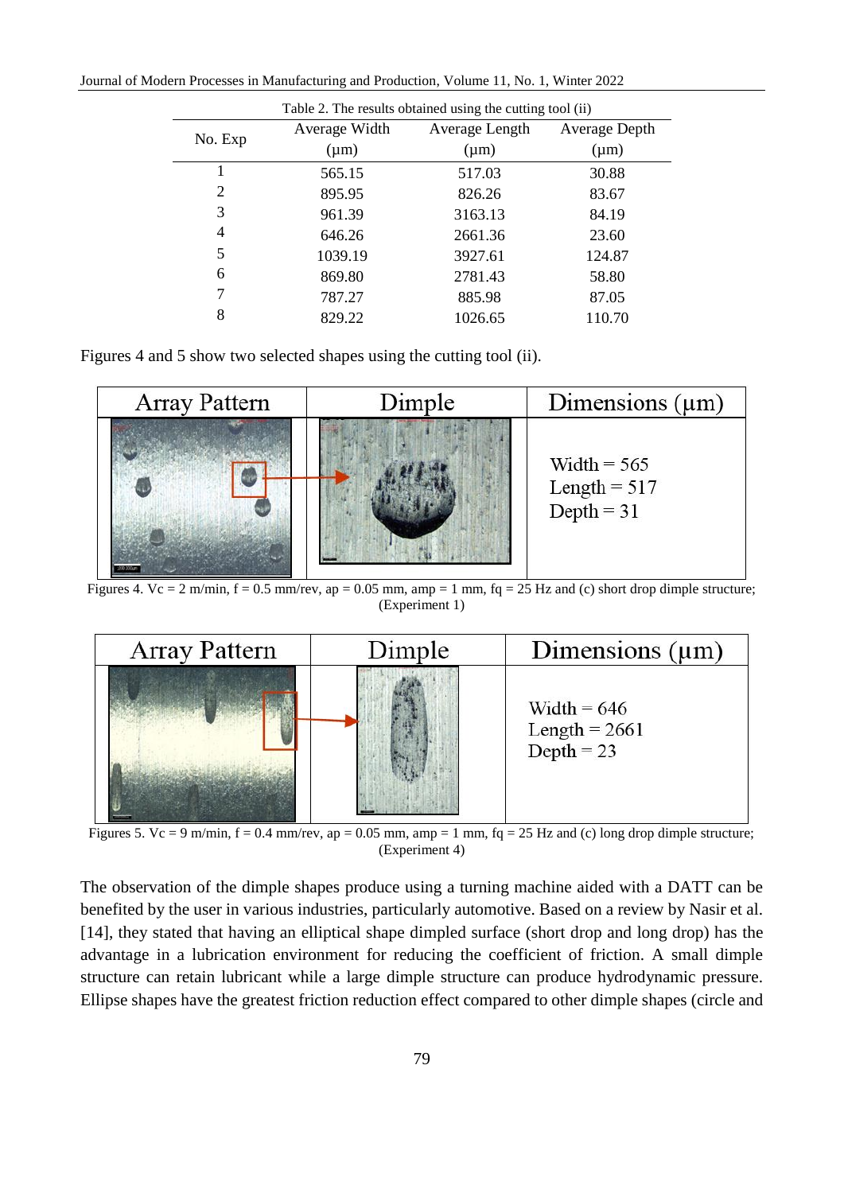Table 2. The results obtained using the cutting tool (ii)

| No. Exp | Average Width (μm) | Average Length (μm) | Average Depth (μm) |
|---|---|---|---|
| 1 | 565.15 | 517.03 | 30.88 |
| 2 | 895.95 | 826.26 | 83.67 |
| 3 | 961.39 | 3163.13 | 84.19 |
| 4 | 646.26 | 2661.36 | 23.60 |
| 5 | 1039.19 | 3927.61 | 124.87 |
| 6 | 869.80 | 2781.43 | 58.80 |
| 7 | 787.27 | 885.98 | 87.05 |
| 8 | 829.22 | 1026.65 | 110.70 |

Figures 4 and 5 show two selected shapes using the cutting tool (ii).

| Array Pattern | Dimple | Dimensions (μm) |
|---|---|---|
| | | Width = 565<br>Length = 517<br>Depth = 31 |

Figures 4. Vc = 2 m/min, f = 0.5 mm/rev, ap = 0.05 mm, amp = 1 mm, fq = 25 Hz and (c) short drop dimple structure; (Experiment 1)

| Array Pattern | Dimple | Dimensions (μm) |
|---|---|---|
| | | Width = 646<br>Length = 2661<br>Depth = 23 |

Figures 5. Vc = 9 m/min, f = 0.4 mm/rev, ap = 0.05 mm, amp = 1 mm, fq = 25 Hz and (c) long drop dimple structure; (Experiment 4)

The observation of the dimple shapes produce using a turning machine aided with a DATT can be benefited by the user in various industries, particularly automotive. Based on a review by Nasir et al. [14], they stated that having an elliptical shape dimpled surface (short drop and long drop) has the advantage in a lubrication environment for reducing the coefficient of friction. A small dimple structure can retain lubricant while a large dimple structure can produce hydrodynamic pressure. Ellipse shapes have the greatest friction reduction effect compared to other dimple shapes (circle and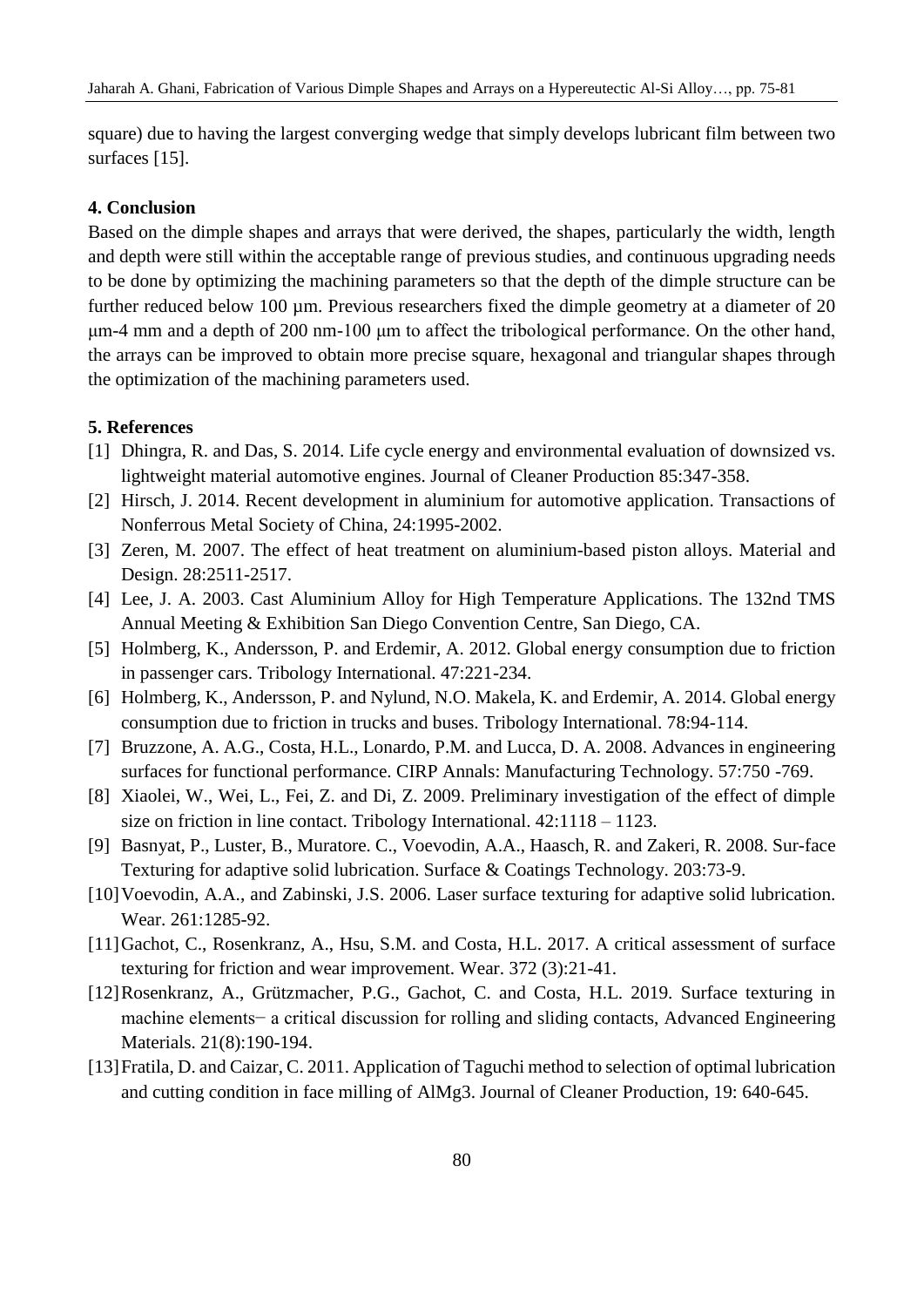square) due to having the largest converging wedge that simply develops lubricant film between two surfaces [15].

## 4. Conclusion

Based on the dimple shapes and arrays that were derived, the shapes, particularly the width, length and depth were still within the acceptable range of previous studies, and continuous upgrading needs to be done by optimizing the machining parameters so that the depth of the dimple structure can be further reduced below 100 µm. Previous researchers fixed the dimple geometry at a diameter of 20 µm-4 mm and a depth of 200 nm-100 µm to affect the tribological performance. On the other hand, the arrays can be improved to obtain more precise square, hexagonal and triangular shapes through the optimization of the machining parameters used.

## 5. References

[1] Dhingra, R. and Das, S. 2014. Life cycle energy and environmental evaluation of downsized vs. lightweight material automotive engines. Journal of Cleaner Production 85:347-358.

[2] Hirsch, J. 2014. Recent development in aluminium for automotive application. Transactions of Nonferrous Metal Society of China, 24:1995-2002.

[3] Zeren, M. 2007. The effect of heat treatment on aluminium-based piston alloys. Material and Design. 28:2511-2517.

[4] Lee, J. A. 2003. Cast Aluminium Alloy for High Temperature Applications. The 132nd TMS Annual Meeting & Exhibition San Diego Convention Centre, San Diego, CA.

[5] Holmberg, K., Andersson, P. and Erdemir, A. 2012. Global energy consumption due to friction in passenger cars. Tribology International. 47:221-234.

[6] Holmberg, K., Andersson, P. and Nylund, N.O. Makela, K. and Erdemir, A. 2014. Global energy consumption due to friction in trucks and buses. Tribology International. 78:94-114.

[7] Bruzzone, A. A.G., Costa, H.L., Lonardo, P.M. and Lucca, D. A. 2008. Advances in engineering surfaces for functional performance. CIRP Annals: Manufacturing Technology. 57:750 -769.

[8] Xiaolei, W., Wei, L., Fei, Z. and Di, Z. 2009. Preliminary investigation of the effect of dimple size on friction in line contact. Tribology International. 42:1118 – 1123.

[9] Basnyat, P., Luster, B., Muratore. C., Voevodin, A.A., Haasch, R. and Zakeri, R. 2008. Sur-face Texturing for adaptive solid lubrication. Surface & Coatings Technology. 203:73-9.

[10] Voevodin, A.A., and Zabinski, J.S. 2006. Laser surface texturing for adaptive solid lubrication. Wear. 261:1285-92.

[11] Gachot, C., Rosenkranz, A., Hsu, S.M. and Costa, H.L. 2017. A critical assessment of surface texturing for friction and wear improvement. Wear. 372 (3):21-41.

[12] Rosenkranz, A., Grützmacher, P.G., Gachot, C. and Costa, H.L. 2019. Surface texturing in machine elements− a critical discussion for rolling and sliding contacts, Advanced Engineering Materials. 21(8):190-194.

[13] Fratila, D. and Caizar, C. 2011. Application of Taguchi method to selection of optimal lubrication and cutting condition in face milling of AlMg3. Journal of Cleaner Production, 19: 640-645.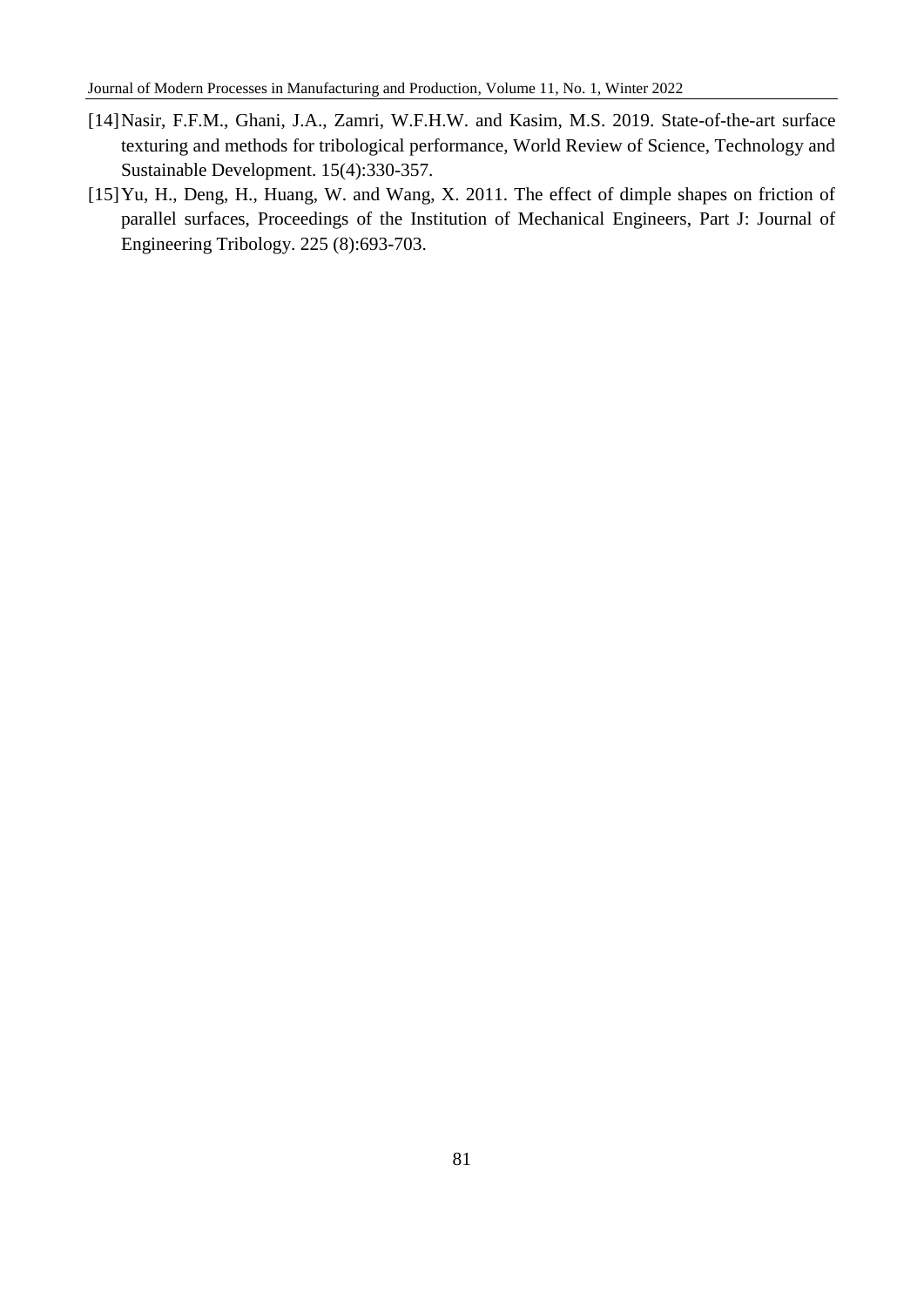[14] Nasir, F.F.M., Ghani, J.A., Zamri, W.F.H.W. and Kasim, M.S. 2019. State-of-the-art surface texturing and methods for tribological performance, World Review of Science, Technology and Sustainable Development. 15(4):330-357.

[15] Yu, H., Deng, H., Huang, W. and Wang, X. 2011. The effect of dimple shapes on friction of parallel surfaces, Proceedings of the Institution of Mechanical Engineers, Part J: Journal of Engineering Tribology. 225 (8):693-703.